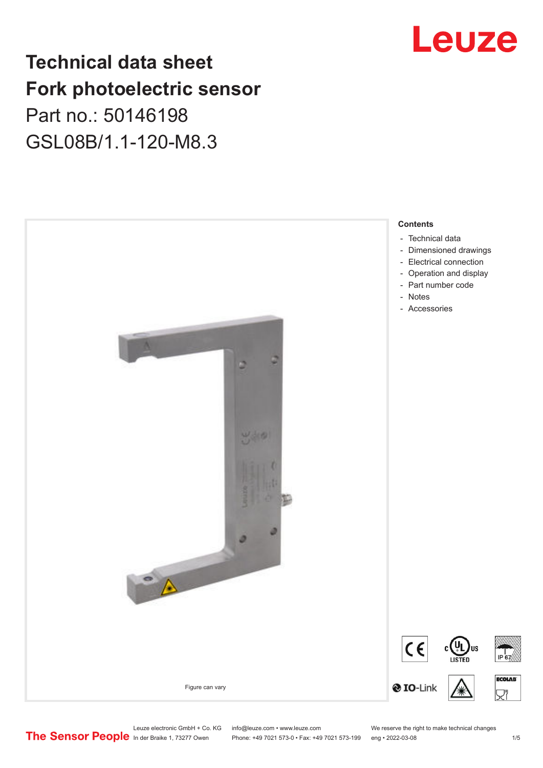# Technical data sheet
# Fork photoelectric sensor
## Part no.: 50146198
## GSL08B/1.1-120-M8.3

Figure can vary

**Contents**

- Technical data
- Dimensioned drawings
- Electrical connection
- Operation and display
- Part number code
- Notes
- Accessories

Leuze electronic GmbH + Co. KG
In der Braike 1, 73277 Owen

info@leuze.com • www.leuze.com
Phone: +49 7021 573-0 • Fax: +49 7021 573-199

We reserve the right to make technical changes
eng • 2022-03-08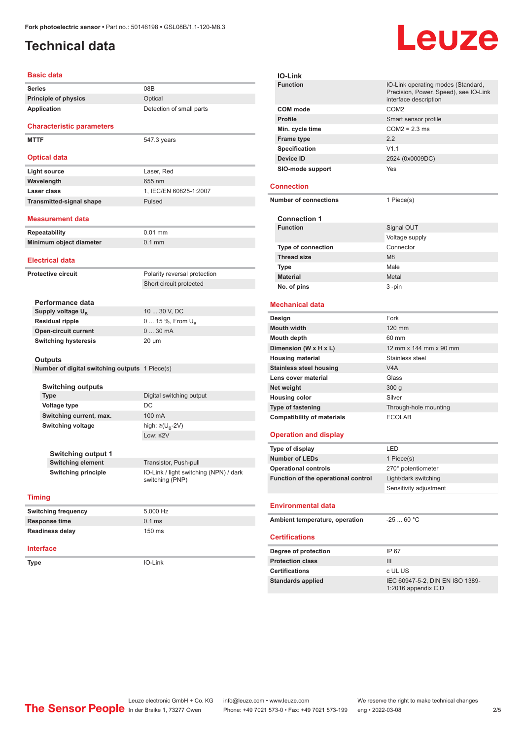Fork photoelectric sensor • Part no.: 50146198 • GSL08B/1.1-120-M8.3

# Technical data

## Basic data

| | |
|---|---|
| Series | 08B |
| Principle of physics | Optical |
| Application | Detection of small parts |

## Characteristic parameters

| | |
|---|---|
| MTTF | 547.3 years |

## Optical data

| | |
|---|---|
| Light source | Laser, Red |
| Wavelength | 655 nm |
| Laser class | 1, IEC/EN 60825-1:2007 |
| Transmitted-signal shape | Pulsed |

## Measurement data

| | |
|---|---|
| Repeatability | 0.01 mm |
| Minimum object diameter | 0.1 mm |

## Electrical data

| | |
|---|---|
| Protective circuit | Polarity reversal protection |
| | Short circuit protected |

### Performance data

| | |
|---|---|
| Supply voltage $U_B$ | 10 ... 30 V, DC |
| Residual ripple | 0 ... 15 %, From $U_B$ |
| Open-circuit current | 0 ... 30 mA |
| Switching hysteresis | 20 µm |

### Outputs

| | |
|---|---|
| Number of digital switching outputs | 1 Piece(s) |

#### Switching outputs

| | |
|---|---|
| Type | Digital switching output |
| Voltage type | DC |
| Switching current, max. | 100 mA |
| Switching voltage | high: ≥($U_B$-2V) |
| | Low: ≤2V |

#### Switching output 1

| | |
|---|---|
| Switching element | Transistor, Push-pull |
| Switching principle | IO-Link / light switching (NPN) / dark switching (PNP) |

## Timing

| | |
|---|---|
| Switching frequency | 5,000 Hz |
| Response time | 0.1 ms |
| Readiness delay | 150 ms |

## Interface

| | |
|---|---|
| Type | IO-Link |

### IO-Link

| | |
|---|---|
| Function | IO-Link operating modes (Standard, Precision, Power, Speed), see IO-Link interface description |
| COM mode | COM2 |
| Profile | Smart sensor profile |
| Min. cycle time | COM2 = 2.3 ms |
| Frame type | 2.2 |
| Specification | V1.1 |
| Device ID | 2524 (0x0009DC) |
| SIO-mode support | Yes |

## Connection

| | |
|---|---|
| Number of connections | 1 Piece(s) |

### Connection 1

| | |
|---|---|
| Function | Signal OUT |
| | Voltage supply |
| Type of connection | Connector |
| Thread size | M8 |
| Type | Male |
| Material | Metal |
| No. of pins | 3 -pin |

## Mechanical data

| | |
|---|---|
| Design | Fork |
| Mouth width | 120 mm |
| Mouth depth | 60 mm |
| Dimension (W x H x L) | 12 mm x 144 mm x 90 mm |
| Housing material | Stainless steel |
| Stainless steel housing | V4A |
| Lens cover material | Glass |
| Net weight | 300 g |
| Housing color | Silver |
| Type of fastening | Through-hole mounting |
| Compatibility of materials | ECOLAB |

## Operation and display

| | |
|---|---|
| Type of display | LED |
| Number of LEDs | 1 Piece(s) |
| Operational controls | 270° potentiometer |
| Function of the operational control | Light/dark switching |
| | Sensitivity adjustment |

## Environmental data

| | |
|---|---|
| Ambient temperature, operation | -25 ... 60 °C |

## Certifications

| | |
|---|---|
| Degree of protection | IP 67 |
| Protection class | III |
| Certifications | c UL US |
| Standards applied | IEC 60947-5-2, DIN EN ISO 1389-1:2016 appendix C,D |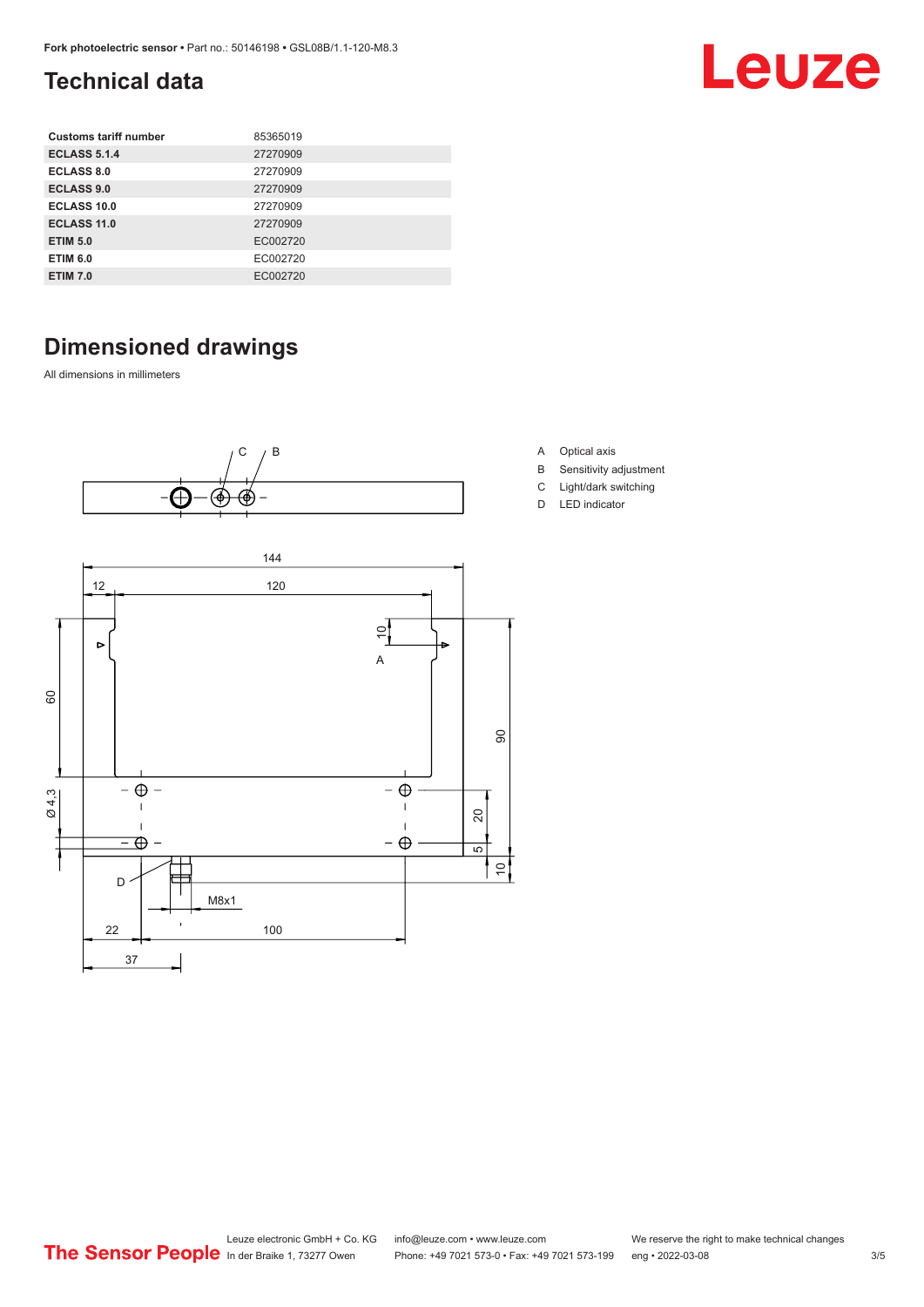## Technical data

| Customs tariff number | 85365019 |
|---|---|
| ECLASS 5.1.4 | 27270909 |
| ECLASS 8.0 | 27270909 |
| ECLASS 9.0 | 27270909 |
| ECLASS 10.0 | 27270909 |
| ECLASS 11.0 | 27270909 |
| ETIM 5.0 | EC002720 |
| ETIM 6.0 | EC002720 |
| ETIM 7.0 | EC002720 |

## Dimensioned drawings

All dimensions in millimeters

- A Optical axis
- B Sensitivity adjustment
- C Light/dark switching
- D LED indicator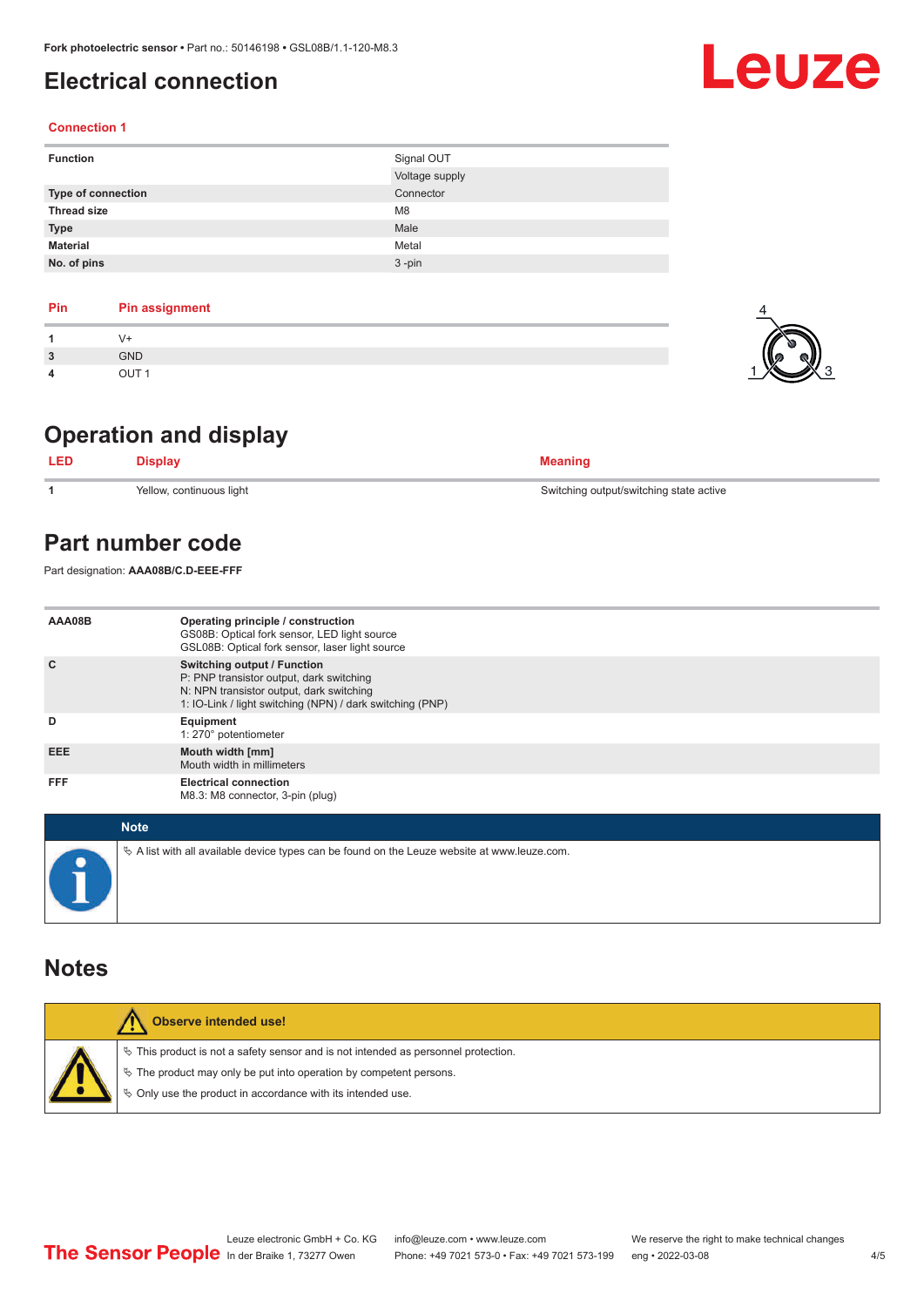# Electrical connection

### Connection 1

| | |
|---|---|
| **Function** | Signal OUT<br>Voltage supply |
| **Type of connection** | Connector |
| **Thread size** | M8 |
| **Type** | Male |
| **Material** | Metal |
| **No. of pins** | 3 -pin |

| Pin | Pin assignment |
|---|---|
| 1 | V+ |
| 3 | GND |
| 4 | OUT 1 |

# Operation and display

| LED | Display | Meaning |
|---|---|---|
| 1 | Yellow, continuous light | Switching output/switching state active |

# Part number code

Part designation: **AAA08B/C.D-EEE-FFF**

| | |
|---|---|
| **AAA08B** | **Operating principle / construction**<br>GS08B: Optical fork sensor, LED light source<br>GSL08B: Optical fork sensor, laser light source |
| **C** | **Switching output / Function**<br>P: PNP transistor output, dark switching<br>N: NPN transistor output, dark switching<br>1: IO-Link / light switching (NPN) / dark switching (PNP) |
| **D** | **Equipment**<br>1: 270° potentiometer |
| **EEE** | **Mouth width [mm]**<br>Mouth width in millimeters |
| **FFF** | **Electrical connection**<br>M8.3: M8 connector, 3-pin (plug) |

**Note**

- A list with all available device types can be found on the Leuze website at www.leuze.com.

# Notes

**Observe intended use!**

- This product is not a safety sensor and is not intended as personnel protection.
- The product may only be put into operation by competent persons.
- Only use the product in accordance with its intended use.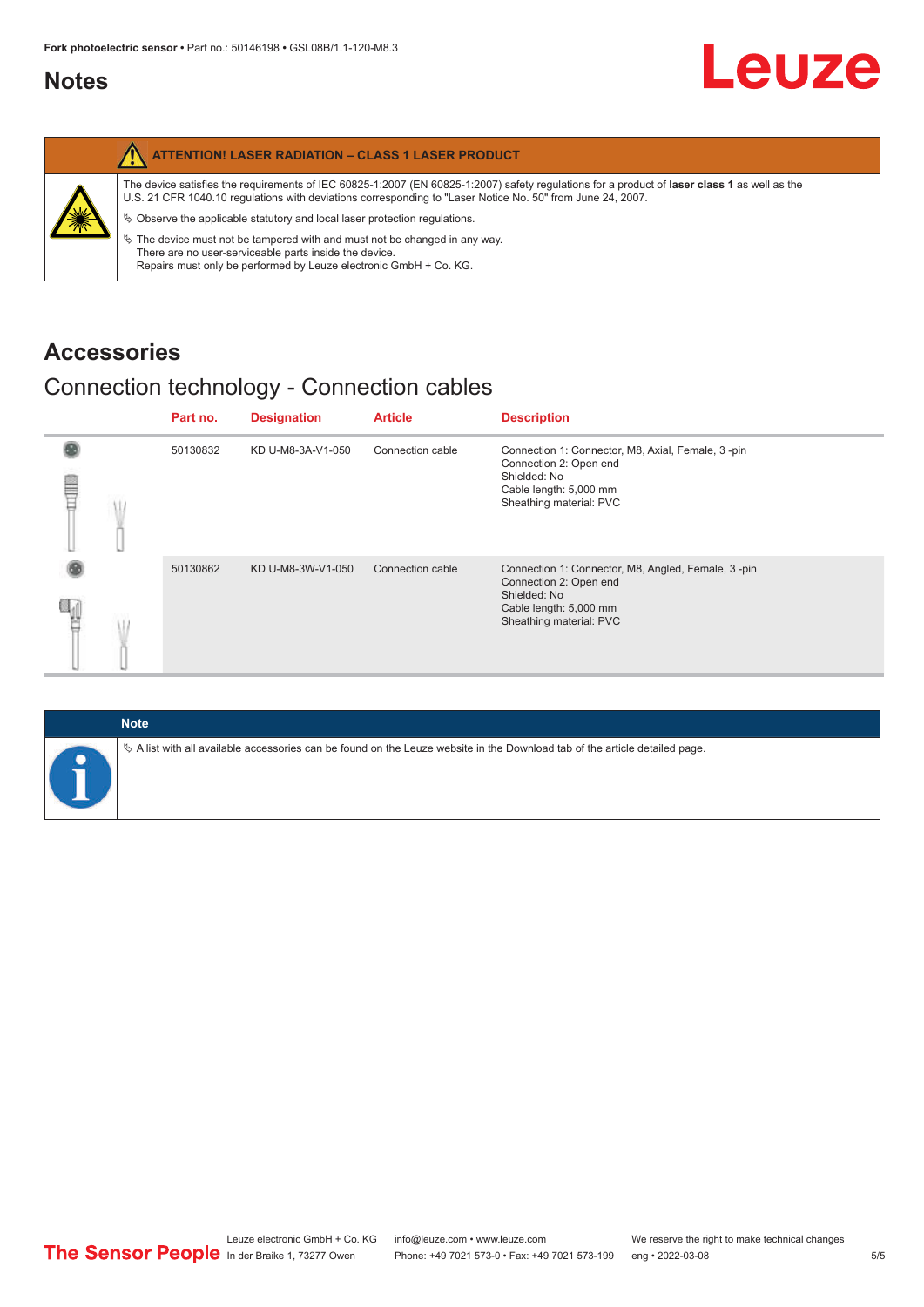## Notes

**ATTENTION! LASER RADIATION – CLASS 1 LASER PRODUCT**

The device satisfies the requirements of IEC 60825-1:2007 (EN 60825-1:2007) safety regulations for a product of **laser class 1** as well as the U.S. 21 CFR 1040.10 regulations with deviations corresponding to "Laser Notice No. 50" from June 24, 2007.

- Observe the applicable statutory and local laser protection regulations.
- The device must not be tampered with and must not be changed in any way. There are no user-serviceable parts inside the device. Repairs must only be performed by Leuze electronic GmbH + Co. KG.

## Accessories

### Connection technology - Connection cables

| | Part no. | Designation | Article | Description |
|---|---|---|---|---|
| | 50130832 | KD U-M8-3A-V1-050 | Connection cable | Connection 1: Connector, M8, Axial, Female, 3 -pin<br>Connection 2: Open end<br>Shielded: No<br>Cable length: 5,000 mm<br>Sheathing material: PVC |
| | 50130862 | KD U-M8-3W-V1-050 | Connection cable | Connection 1: Connector, M8, Angled, Female, 3 -pin<br>Connection 2: Open end<br>Shielded: No<br>Cable length: 5,000 mm<br>Sheathing material: PVC |

**Note**

- A list with all available accessories can be found on the Leuze website in the Download tab of the article detailed page.